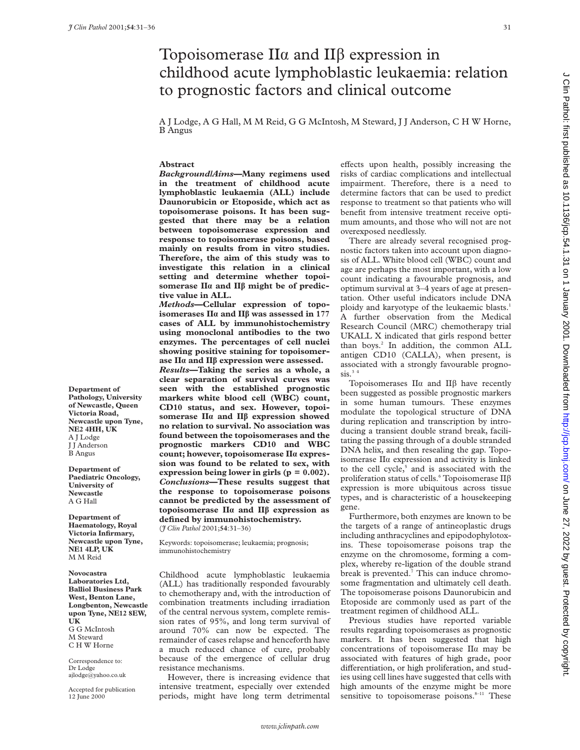# Topoisomerase IIα and IIβ expression in childhood acute lymphoblastic leukaemia: relation to prognostic factors and clinical outcome

A J Lodge, A G Hall, M M Reid, G G McIntosh, M Steward, J J Anderson, C H W Horne, B Angus

**Department of Pathology, University of Newcastle, Queen Victoria Road, Newcastle upon Tyne, NE2 4HH, UK**
A J Lodge
J J Anderson
B Angus

**Department of Paediatric Oncology, University of Newcastle**
A G Hall

**Department of Haematology, Royal Victoria Infirmary, Newcastle upon Tyne, NE1 4LP, UK**
M M Reid

**Novocastra Laboratories Ltd, Balliol Business Park West, Benton Lane, Longbenton, Newcastle upon Tyne, NE12 8EW, UK**
G G McIntosh
M Steward
C H W Horne

Correspondence to:
Dr Lodge
ajlodge@yahoo.co.uk

Accepted for publication 12 June 2000

## Abstract

***Background/Aims*—Many regimens used in the treatment of childhood acute lymphoblastic leukaemia (ALL) include Daunorubicin or Etoposide, which act as topoisomerase poisons. It has been suggested that there may be a relation between topoisomerase expression and response to topoisomerase poisons, based mainly on results from in vitro studies. Therefore, the aim of this study was to investigate this relation in a clinical setting and determine whether topoisomerase IIα and IIβ might be of predictive value in ALL.**

***Methods*—Cellular expression of topoisomerases IIα and IIβ was assessed in 177 cases of ALL by immunohistochemistry using monoclonal antibodies to the two enzymes. The percentages of cell nuclei showing positive staining for topoisomerase IIα and IIβ expression were assessed.**

***Results*—Taking the series as a whole, a clear separation of survival curves was seen with the established prognostic markers white blood cell (WBC) count, CD10 status, and sex. However, topoisomerase IIα and IIβ expression showed no relation to survival. No association was found between the topoisomerases and the prognostic markers CD10 and WBC count; however, topoisomerase IIα expression was found to be related to sex, with expression being lower in girls ($p = 0.002$).**

***Conclusions*—These results suggest that the response to topoisomerase poisons cannot be predicted by the assessment of topoisomerase IIα and IIβ expression as defined by immunohistochemistry.**

(*J Clin Pathol* 2001;**54**:31–36)

Keywords: topoisomerase; leukaemia; prognosis; immunohistochemistry

Childhood acute lymphoblastic leukaemia (ALL) has traditionally responded favourably to chemotherapy and, with the introduction of combination treatments including irradiation of the central nervous system, complete remission rates of 95%, and long term survival of around 70% can now be expected. The remainder of cases relapse and henceforth have a much reduced chance of cure, probably because of the emergence of cellular drug resistance mechanisms.

However, there is increasing evidence that intensive treatment, especially over extended periods, might have long term detrimental effects upon health, possibly increasing the risks of cardiac complications and intellectual impairment. Therefore, there is a need to determine factors that can be used to predict response to treatment so that patients who will benefit from intensive treatment receive optimum amounts, and those who will not are not overexposed needlessly.

There are already several recognised prognostic factors taken into account upon diagnosis of ALL. White blood cell (WBC) count and age are perhaps the most important, with a low count indicating a favourable prognosis, and optimum survival at 3–4 years of age at presentation. Other useful indicators include DNA ploidy and karyotype of the leukaemic blasts.[1] A further observation from the Medical Research Council (MRC) chemotherapy trial UKALL X indicated that girls respond better than boys.[2] In addition, the common ALL antigen CD10 (CALLA), when present, is associated with a strongly favourable prognosis.[3 4]

Topoisomerases IIα and IIβ have recently been suggested as possible prognostic markers in some human tumours. These enzymes modulate the topological structure of DNA during replication and transcription by introducing a transient double strand break, facilitating the passing through of a double stranded DNA helix, and then resealing the gap. Topoisomerase IIα expression and activity is linked to the cell cycle,[5] and is associated with the proliferation status of cells.[6] Topoisomerase IIβ expression is more ubiquitous across tissue types, and is characteristic of a housekeeping gene.

Furthermore, both enzymes are known to be the targets of a range of antineoplastic drugs including anthracyclines and epipodophylotoxins. These topoisomerase poisons trap the enzyme on the chromosome, forming a complex, whereby re-ligation of the double strand break is prevented.[7] This can induce chromosome fragmentation and ultimately cell death. The topoisomerase poisons Daunorubicin and Etoposide are commonly used as part of the treatment regimen of childhood ALL.

Previous studies have reported variable results regarding topoisomerases as prognostic markers. It has been suggested that high concentrations of topoisomerase IIα may be associated with features of high grade, poor differentiation, or high proliferation, and studies using cell lines have suggested that cells with high amounts of the enzyme might be more sensitive to topoisomerase poisons.[8–11] These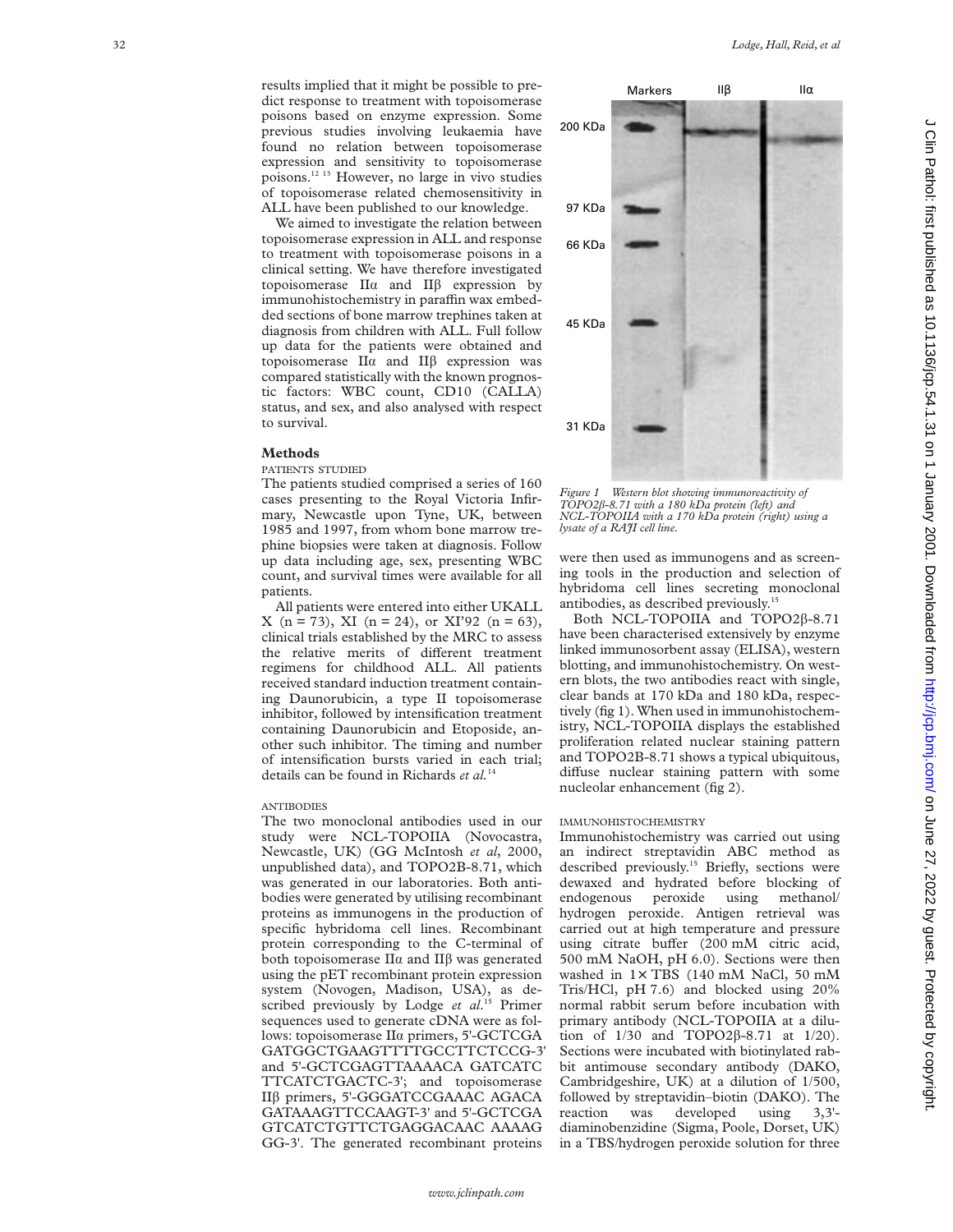results implied that it might be possible to predict response to treatment with topoisomerase poisons based on enzyme expression. Some previous studies involving leukaemia have found no relation between topoisomerase expression and sensitivity to topoisomerase poisons.[12 13] However, no large in vivo studies of topoisomerase related chemosensitivity in ALL have been published to our knowledge.

We aimed to investigate the relation between topoisomerase expression in ALL and response to treatment with topoisomerase poisons in a clinical setting. We have therefore investigated topoisomerase IIα and IIβ expression by immunohistochemistry in paraffin wax embedded sections of bone marrow trephines taken at diagnosis from children with ALL. Full follow up data for the patients were obtained and topoisomerase IIα and IIβ expression was compared statistically with the known prognostic factors: WBC count, CD10 (CALLA) status, and sex, and also analysed with respect to survival.

## Methods

### PATIENTS STUDIED

The patients studied comprised a series of 160 cases presenting to the Royal Victoria Infirmary, Newcastle upon Tyne, UK, between 1985 and 1997, from whom bone marrow trephine biopsies were taken at diagnosis. Follow up data including age, sex, presenting WBC count, and survival times were available for all patients.

All patients were entered into either UKALL X (n = 73), XI (n = 24), or XI'92 (n = 63), clinical trials established by the MRC to assess the relative merits of different treatment regimens for childhood ALL. All patients received standard induction treatment containing Daunorubicin, a type II topoisomerase inhibitor, followed by intensification treatment containing Daunorubicin and Etoposide, another such inhibitor. The timing and number of intensification bursts varied in each trial; details can be found in Richards *et al*.[14]

### ANTIBODIES

The two monoclonal antibodies used in our study were NCL-TOPOIIA (Novocastra, Newcastle, UK) (GG McIntosh *et al*, 2000, unpublished data), and TOPO2B-8.71, which was generated in our laboratories. Both antibodies were generated by utilising recombinant proteins as immunogens in the production of specific hybridoma cell lines. Recombinant protein corresponding to the C-terminal of both topoisomerase IIα and IIβ was generated using the pET recombinant protein expression system (Novogen, Madison, USA), as described previously by Lodge *et al*.[15] Primer sequences used to generate cDNA were as follows: topoisomerase IIα primers, 5'-GCTCGA GATGGCTGAAGTTTTGCCTTCTCCG-3' and 5'-GCTCGAGTTAAAACA GATCATC TTCATCTGACTC-3'; and topoisomerase IIβ primers, 5'-GGGATCCGAAAC AGACA GATAAAGTTCCAAGT-3' and 5'-GCTCGA GTCATCTGTTCTGAGGACAAC AAAAG GG-3'. The generated recombinant proteins were then used as immunogens and as screening tools in the production and selection of hybridoma cell lines secreting monoclonal antibodies, as described previously.[15]

*Figure 1 Western blot showing immunoreactivity of TOPO2β-8.71 with a 180 kDa protein (left) and NCL-TOPOIIA with a 170 kDa protein (right) using a lysate of a RAJI cell line.*

Both NCL-TOPOIIA and TOPO2β-8.71 have been characterised extensively by enzyme linked immunosorbent assay (ELISA), western blotting, and immunohistochemistry. On western blots, the two antibodies react with single, clear bands at 170 kDa and 180 kDa, respectively (fig 1). When used in immunohistochemistry, NCL-TOPOIIA displays the established proliferation related nuclear staining pattern and TOPO2B-8.71 shows a typical ubiquitous, diffuse nuclear staining pattern with some nucleolar enhancement (fig 2).

### IMMUNOHISTOCHEMISTRY

Immunohistochemistry was carried out using an indirect streptavidin ABC method as described previously.[15] Briefly, sections were dewaxed and hydrated before blocking of endogenous peroxide using methanol/hydrogen peroxide. Antigen retrieval was carried out at high temperature and pressure using citrate buffer (200 mM citric acid, 500 mM NaOH, pH 6.0). Sections were then washed in 1× TBS (140 mM NaCl, 50 mM Tris/HCl, pH 7.6) and blocked using 20% normal rabbit serum before incubation with primary antibody (NCL-TOPOIIA at a dilution of 1/30 and TOPO2β-8.71 at 1/20). Sections were incubated with biotinylated rabbit antimouse secondary antibody (DAKO, Cambridgeshire, UK) at a dilution of 1/500, followed by streptavidin–biotin (DAKO). The reaction was developed using 3,3'-diaminobenzidine (Sigma, Poole, Dorset, UK) in a TBS/hydrogen peroxide solution for three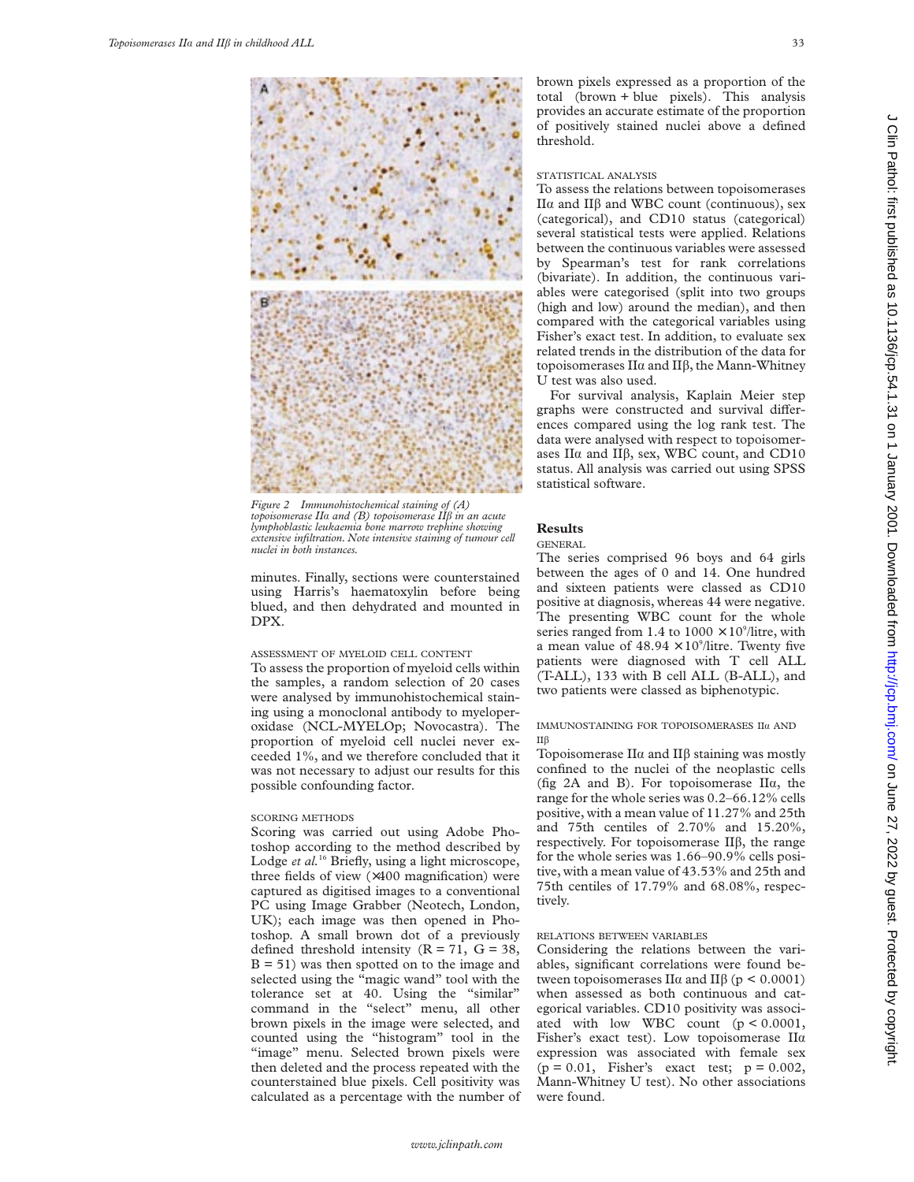*Figure 2 Immunohistochemical staining of (A) topoisomerase IIα and (B) topoisomerase IIβ in an acute lymphoblastic leukaemia bone marrow trephine showing extensive infiltration. Note intensive staining of tumour cell nuclei in both instances.*

minutes. Finally, sections were counterstained using Harris's haematoxylin before being blued, and then dehydrated and mounted in DPX.

### ASSESSMENT OF MYELOID CELL CONTENT

To assess the proportion of myeloid cells within the samples, a random selection of 20 cases were analysed by immunohistochemical staining using a monoclonal antibody to myeloperoxidase (NCL-MYELOp; Novocastra). The proportion of myeloid cell nuclei never exceeded 1%, and we therefore concluded that it was not necessary to adjust our results for this possible confounding factor.

### SCORING METHODS

Scoring was carried out using Adobe Photoshop according to the method described by Lodge *et al.*[16] Briefly, using a light microscope, three fields of view (×400 magnification) were captured as digitised images to a conventional PC using Image Grabber (Neotech, London, UK); each image was then opened in Photoshop. A small brown dot of a previously defined threshold intensity (R = 71, G = 38, B = 51) was then spotted on to the image and selected using the "magic wand" tool with the tolerance set at 40. Using the "similar" command in the "select" menu, all other brown pixels in the image were selected, and counted using the "histogram" tool in the "image" menu. Selected brown pixels were then deleted and the process repeated with the counterstained blue pixels. Cell positivity was calculated as a percentage with the number of brown pixels expressed as a proportion of the total (brown + blue pixels). This analysis provides an accurate estimate of the proportion of positively stained nuclei above a defined threshold.

### STATISTICAL ANALYSIS

To assess the relations between topoisomerases IIα and IIβ and WBC count (continuous), sex (categorical), and CD10 status (categorical) several statistical tests were applied. Relations between the continuous variables were assessed by Spearman's test for rank correlations (bivariate). In addition, the continuous variables were categorised (split into two groups (high and low) around the median), and then compared with the categorical variables using Fisher's exact test. In addition, to evaluate sex related trends in the distribution of the data for topoisomerases IIα and IIβ, the Mann-Whitney U test was also used.

For survival analysis, Kaplain Meier step graphs were constructed and survival differences compared using the log rank test. The data were analysed with respect to topoisomerases IIα and IIβ, sex, WBC count, and CD10 status. All analysis was carried out using SPSS statistical software.

## Results

### GENERAL

The series comprised 96 boys and 64 girls between the ages of 0 and 14. One hundred and sixteen patients were classed as CD10 positive at diagnosis, whereas 44 were negative. The presenting WBC count for the whole series ranged from 1.4 to 1000 $\times 10^9$/litre, with a mean value of 48.94 $\times 10^9$/litre. Twenty five patients were diagnosed with T cell ALL (T-ALL), 133 with B cell ALL (B-ALL), and two patients were classed as biphenotypic.

### IMMUNOSTAINING FOR TOPOISOMERASES IIα AND IIβ

Topoisomerase IIα and IIβ staining was mostly confined to the nuclei of the neoplastic cells (fig 2A and B). For topoisomerase IIα, the range for the whole series was 0.2–66.12% cells positive, with a mean value of 11.27% and 25th and 75th centiles of 2.70% and 15.20%, respectively. For topoisomerase IIβ, the range for the whole series was 1.66–90.9% cells positive, with a mean value of 43.53% and 25th and 75th centiles of 17.79% and 68.08%, respectively.

### RELATIONS BETWEEN VARIABLES

Considering the relations between the variables, significant correlations were found between topoisomerases IIα and IIβ ($p < 0.0001$) when assessed as both continuous and categorical variables. CD10 positivity was associated with low WBC count ($p < 0.0001$, Fisher's exact test). Low topoisomerase IIα expression was associated with female sex ($p = 0.01$, Fisher's exact test; $p = 0.002$, Mann-Whitney U test). No other associations were found.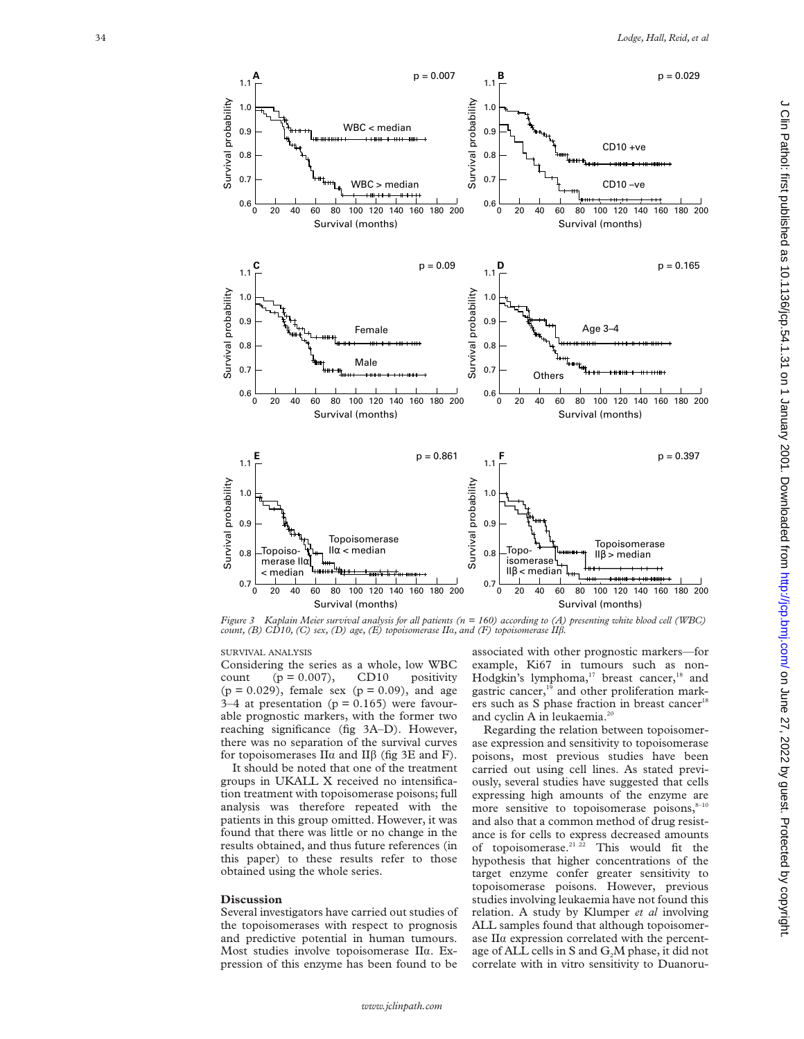Figure 3 Kaplain Meier survival analysis for all patients (n = 160) according to (A) presenting white blood cell (WBC) count, (B) CD10, (C) sex, (D) age, (E) topoisomerase IIα, and (F) topoisomerase IIβ.

SURVIVAL ANALYSIS

Considering the series as a whole, low WBC count ($p = 0.007$), CD10 positivity ($p = 0.029$), female sex ($p = 0.09$), and age 3–4 at presentation ($p = 0.165$) were favourable prognostic markers, with the former two reaching significance (fig 3A–D). However, there was no separation of the survival curves for topoisomerases IIα and IIβ (fig 3E and F).

It should be noted that one of the treatment groups in UKALL X received no intensification treatment with topoisomerase poisons; full analysis was therefore repeated with the patients in this group omitted. However, it was found that there was little or no change in the results obtained, and thus future references (in this paper) to these results refer to those obtained using the whole series.

## Discussion

Several investigators have carried out studies of the topoisomerases with respect to prognosis and predictive potential in human tumours. Most studies involve topoisomerase IIα. Expression of this enzyme has been found to be associated with other prognostic markers—for example, Ki67 in tumours such as non-Hodgkin's lymphoma,[17] breast cancer,[18] and gastric cancer,[19] and other proliferation markers such as S phase fraction in breast cancer[18] and cyclin A in leukaemia.[20]

Regarding the relation between topoisomerase expression and sensitivity to topoisomerase poisons, most previous studies have been carried out using cell lines. As stated previously, several studies have suggested that cells expressing high amounts of the enzyme are more sensitive to topoisomerase poisons,[8–10] and also that a common method of drug resistance is for cells to express decreased amounts of topoisomerase.[21 22] This would fit the hypothesis that higher concentrations of the target enzyme confer greater sensitivity to topoisomerase poisons. However, previous studies involving leukaemia have not found this relation. A study by Klumper *et al* involving ALL samples found that although topoisomerase IIα expression correlated with the percentage of ALL cells in S and $G_2M$ phase, it did not correlate with in vitro sensitivity to Duanoru-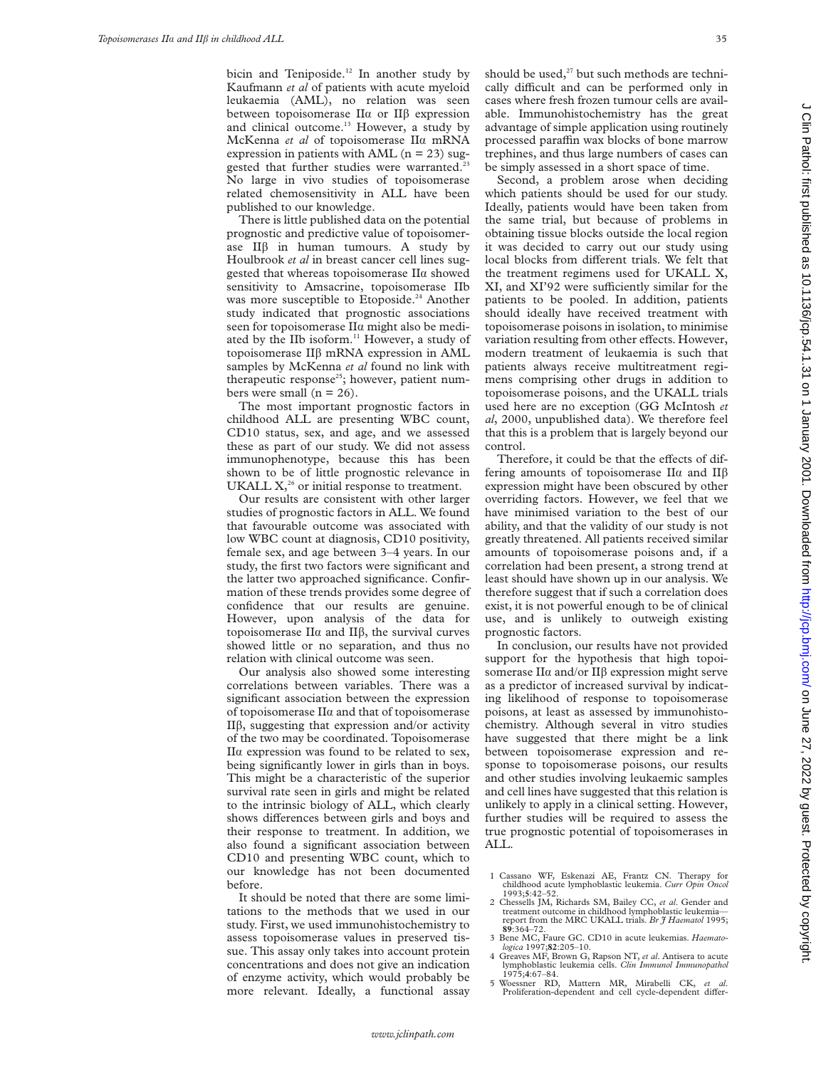bicin and Teniposide.[12] In another study by Kaufmann *et al* of patients with acute myeloid leukaemia (AML), no relation was seen between topoisomerase IIα or IIβ expression and clinical outcome.[13] However, a study by McKenna *et al* of topoisomerase IIα mRNA expression in patients with AML (n = 23) suggested that further studies were warranted.[23] No large in vivo studies of topoisomerase related chemosensitivity in ALL have been published to our knowledge.

There is little published data on the potential prognostic and predictive value of topoisomerase IIβ in human tumours. A study by Houlbrook *et al* in breast cancer cell lines suggested that whereas topoisomerase IIα showed sensitivity to Amsacrine, topoisomerase IIb was more susceptible to Etoposide.[24] Another study indicated that prognostic associations seen for topoisomerase IIα might also be mediated by the IIb isoform.[11] However, a study of topoisomerase IIβ mRNA expression in AML samples by McKenna *et al* found no link with therapeutic response[25]; however, patient numbers were small (n = 26).

The most important prognostic factors in childhood ALL are presenting WBC count, CD10 status, sex, and age, and we assessed these as part of our study. We did not assess immunophenotype, because this has been shown to be of little prognostic relevance in UKALL X,[26] or initial response to treatment.

Our results are consistent with other larger studies of prognostic factors in ALL. We found that favourable outcome was associated with low WBC count at diagnosis, CD10 positivity, female sex, and age between 3–4 years. In our study, the first two factors were significant and the latter two approached significance. Confirmation of these trends provides some degree of confidence that our results are genuine. However, upon analysis of the data for topoisomerase IIα and IIβ, the survival curves showed little or no separation, and thus no relation with clinical outcome was seen.

Our analysis also showed some interesting correlations between variables. There was a significant association between the expression of topoisomerase IIα and that of topoisomerase IIβ, suggesting that expression and/or activity of the two may be coordinated. Topoisomerase IIα expression was found to be related to sex, being significantly lower in girls than in boys. This might be a characteristic of the superior survival rate seen in girls and might be related to the intrinsic biology of ALL, which clearly shows differences between girls and boys and their response to treatment. In addition, we also found a significant association between CD10 and presenting WBC count, which to our knowledge has not been documented before.

It should be noted that there are some limitations to the methods that we used in our study. First, we used immunohistochemistry to assess topoisomerase values in preserved tissue. This assay only takes into account protein concentrations and does not give an indication of enzyme activity, which would probably be more relevant. Ideally, a functional assay should be used,[27] but such methods are technically difficult and can be performed only in cases where fresh frozen tumour cells are available. Immunohistochemistry has the great advantage of simple application using routinely processed paraffin wax blocks of bone marrow trephines, and thus large numbers of cases can be simply assessed in a short space of time.

Second, a problem arose when deciding which patients should be used for our study. Ideally, patients would have been taken from the same trial, but because of problems in obtaining tissue blocks outside the local region it was decided to carry out our study using local blocks from different trials. We felt that the treatment regimens used for UKALL X, XI, and XI'92 were sufficiently similar for the patients to be pooled. In addition, patients should ideally have received treatment with topoisomerase poisons in isolation, to minimise variation resulting from other effects. However, modern treatment of leukaemia is such that patients always receive multitreatment regimens comprising other drugs in addition to topoisomerase poisons, and the UKALL trials used here are no exception (GG McIntosh *et al*, 2000, unpublished data). We therefore feel that this is a problem that is largely beyond our control.

Therefore, it could be that the effects of differing amounts of topoisomerase IIα and IIβ expression might have been obscured by other overriding factors. However, we feel that we have minimised variation to the best of our ability, and that the validity of our study is not greatly threatened. All patients received similar amounts of topoisomerase poisons and, if a correlation had been present, a strong trend at least should have shown up in our analysis. We therefore suggest that if such a correlation does exist, it is not powerful enough to be of clinical use, and is unlikely to outweigh existing prognostic factors.

In conclusion, our results have not provided support for the hypothesis that high topoisomerase IIα and/or IIβ expression might serve as a predictor of increased survival by indicating likelihood of response to topoisomerase poisons, at least as assessed by immunohistochemistry. Although several in vitro studies have suggested that there might be a link between topoisomerase expression and response to topoisomerase poisons, our results and other studies involving leukaemic samples and cell lines have suggested that this relation is unlikely to apply in a clinical setting. However, further studies will be required to assess the true prognostic potential of topoisomerases in ALL.

1 Cassano WF, Eskenazi AE, Frantz CN. Therapy for childhood acute lymphoblastic leukemia. *Curr Opin Oncol* 1993;**5**:42–52.
2 Chessells JM, Richards SM, Bailey CC, *et al*. Gender and treatment outcome in childhood lymphoblastic leukemia—report from the MRC UKALL trials. *Br J Haematol* 1995; **89**:364–72.
3 Bene MC, Faure GC. CD10 in acute leukemias. *Haematologica* 1997;**82**:205–10.
4 Greaves MF, Brown G, Rapson NT, *et al*. Antisera to acute lymphoblastic leukemia cells. *Clin Immunol Immunopathol* 1975;**4**:67–84.
5 Woessner RD, Mattern MR, Mirabelli CK, *et al*. Proliferation-dependent and cell cycle-dependent differ-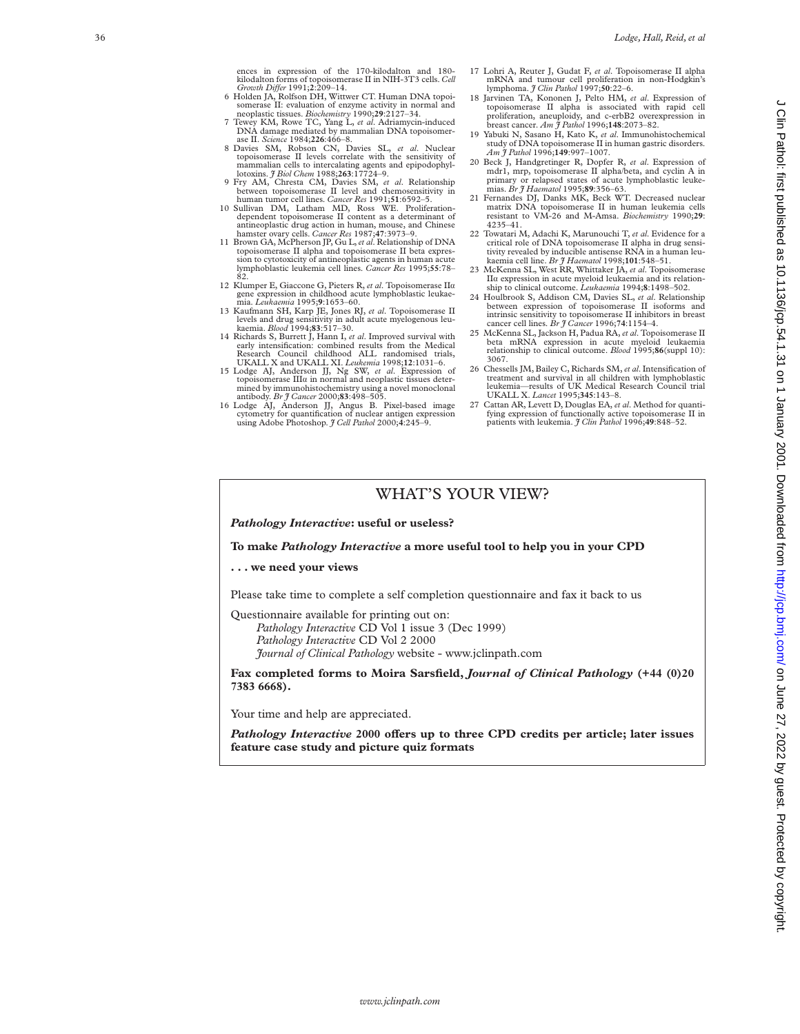ences in expression of the 170-kilodalton and 180-kilodalton forms of topoisomerase II in NIH-3T3 cells. *Cell Growth Differ* 1991;**2**:209–14.

6 Holden JA, Rolfson DH, Wittwer CT. Human DNA topoisomerase II: evaluation of enzyme activity in normal and neoplastic tissues. *Biochemistry* 1990;**29**:2127–34.

7 Tewey KM, Rowe TC, Yang L, *et al*. Adriamycin-induced DNA damage mediated by mammalian DNA topoisomerase II. *Science* 1984;**226**:466–8.

8 Davies SM, Robson CN, Davies SL, *et al*. Nuclear topoisomerase II levels correlate with the sensitivity of mammalian cells to intercalating agents and epipodophyllotoxins. *J Biol Chem* 1988;**263**:17724–9.

9 Fry AM, Chresta CM, Davies SM, *et al*. Relationship between topoisomerase II level and chemosensitivity in human tumor cell lines. *Cancer Res* 1991;**51**:6592–5.

10 Sullivan DM, Latham MD, Ross WE. Proliferation-dependent topoisomerase II content as a determinant of antineoplastic drug action in human, mouse, and Chinese hamster ovary cells. *Cancer Res* 1987;**47**:3973–9.

11 Brown GA, McPherson JP, Gu L, *et al*. Relationship of DNA topoisomerase II alpha and topoisomerase II beta expression to cytotoxicity of antineoplastic agents in human acute lymphoblastic leukemia cell lines. *Cancer Res* 1995;**55**:78–82.

12 Klumper E, Giaccone G, Pieters R, *et al*. Topoisomerase IIα gene expression in childhood acute lymphoblastic leukaemia. *Leukaemia* 1995;**9**:1653–60.

13 Kaufmann SH, Karp JE, Jones RJ, *et al*. Topoisomerase II levels and drug sensitivity in adult acute myelogenous leukaemia. *Blood* 1994;**83**:517–30.

14 Richards S, Burrett J, Hann I, *et al*. Improved survival with early intensification: combined results from the Medical Research Council childhood ALL randomised trials, UKALL X and UKALL XI. *Leukemia* 1998;**12**:1031–6.

15 Lodge AJ, Anderson JJ, Ng SW, *et al*. Expression of topoisomerase IIIα in normal and neoplastic tissues determined by immunohistochemistry using a novel monoclonal antibody. *Br J Cancer* 2000;**83**:498–505.

16 Lodge AJ, Anderson JJ, Angus B. Pixel-based image cytometry for quantification of nuclear antigen expression using Adobe Photoshop. *J Cell Pathol* 2000;**4**:245–9.

17 Lohri A, Reuter J, Gudat F, *et al*. Topoisomerase II alpha mRNA and tumour cell proliferation in non-Hodgkin's lymphoma. *J Clin Pathol* 1997;**50**:22–6.

18 Jarvinen TA, Kononen J, Pelto HM, *et al*. Expression of topoisomerase II alpha is associated with rapid cell proliferation, aneuploidy, and c-erbB2 overexpression in breast cancer. *Am J Pathol* 1996;**148**:2073–82.

19 Yabuki N, Sasano H, Kato K, *et al*. Immunohistochemical study of DNA topoisomerase II in human gastric disorders. *Am J Pathol* 1996;**149**:997–1007.

20 Beck J, Handgretinger R, Dopfer R, *et al*. Expression of mdr1, mrp, topoisomerase II alpha/beta, and cyclin A in primary or relapsed states of acute lymphoblastic leukemias. *Br J Haematol* 1995;**89**:356–63.

21 Fernandes DJ, Danks MK, Beck WT. Decreased nuclear matrix DNA topoisomerase II in human leukemia cells resistant to VM-26 and M-Amsa. *Biochemistry* 1990;**29**:4235–41.

22 Towatari M, Adachi K, Marunouchi T, *et al*. Evidence for a critical role of DNA topoisomerase II alpha in drug sensitivity revealed by inducible antisense RNA in a human leukaemia cell line. *Br J Haematol* 1998;**101**:548–51.

23 McKenna SL, West RR, Whittaker JA, *et al*. Topoisomerase IIα expression in acute myeloid leukaemia and its relationship to clinical outcome. *Leukaemia* 1994;**8**:1498–502.

24 Houlbrook S, Addison CM, Davies SL, *et al*. Relationship between expression of topoisomerase II isoforms and intrinsic sensitivity to topoisomerase II inhibitors in breast cancer cell lines. *Br J Cancer* 1996;**74**:1154–4.

25 McKenna SL, Jackson H, Padua RA, *et al*. Topoisomerase II beta mRNA expression in acute myeloid leukaemia relationship to clinical outcome. *Blood* 1995;**86**(suppl 10):3067.

26 Chessells JM, Bailey C, Richards SM, *et al*. Intensification of treatment and survival in all children with lymphoblastic leukemia—results of UK Medical Research Council trial UKALL X. *Lancet* 1995;**345**:143–8.

27 Cattan AR, Levett D, Douglas EA, *et al*. Method for quantifying expression of functionally active topoisomerase II in patients with leukemia. *J Clin Pathol* 1996;**49**:848–52.

## WHAT'S YOUR VIEW?

***Pathology Interactive*: useful or useless?**

**To make *Pathology Interactive* a more useful tool to help you in your CPD**

**. . . we need your views**

Please take time to complete a self completion questionnaire and fax it back to us

Questionnaire available for printing out on:
*Pathology Interactive* CD Vol 1 issue 3 (Dec 1999)
*Pathology Interactive* CD Vol 2 2000
*Journal of Clinical Pathology* website - www.jclinpath.com

**Fax completed forms to Moira Sarsfield, *Journal of Clinical Pathology* (+44 (0)20 7383 6668).**

Your time and help are appreciated.

***Pathology Interactive* 2000 offers up to three CPD credits per article; later issues feature case study and picture quiz formats**